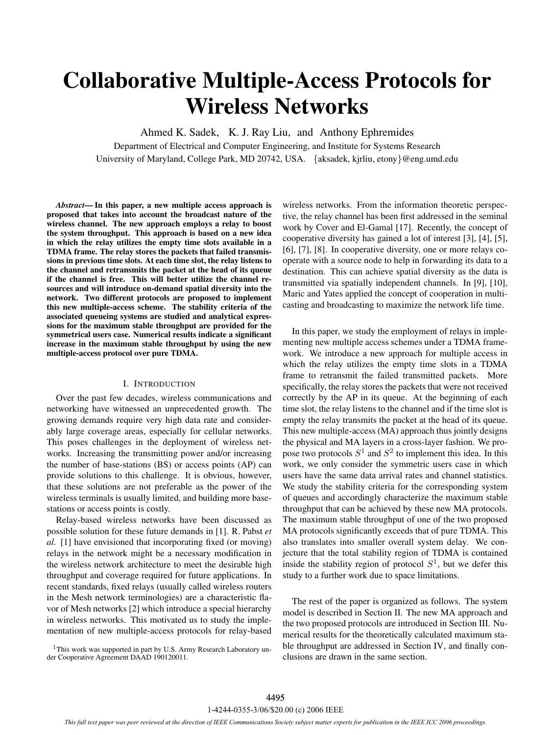# Collaborative Multiple-Access Protocols for Wireless Networks

Ahmed K. Sadek, K. J. Ray Liu, and Anthony Ephremides

Department of Electrical and Computer Engineering, and Institute for Systems Research
University of Maryland, College Park, MD 20742, USA. {aksadek, kjrliu, etony}@eng.umd.edu

***Abstract*— In this paper, a new multiple access approach is proposed that takes into account the broadcast nature of the wireless channel. The new approach employs a relay to boost the system throughput. This approach is based on a new idea in which the relay utilizes the empty time slots available in a TDMA frame. The relay stores the packets that failed transmissions in previous time slots. At each time slot, the relay listens to the channel and retransmits the packet at the head of its queue if the channel is free. This will better utilize the channel resources and will introduce on-demand spatial diversity into the network. Two different protocols are proposed to implement this new multiple-access scheme. The stability criteria of the associated queueing systems are studied and analytical expressions for the maximum stable throughput are provided for the symmetrical users case. Numerical results indicate a significant increase in the maximum stable throughput by using the new multiple-access protocol over pure TDMA.**

## I. Introduction

Over the past few decades, wireless communications and networking have witnessed an unprecedented growth. The growing demands require very high data rate and considerably large coverage areas, especially for cellular networks. This poses challenges in the deployment of wireless networks. Increasing the transmitting power and/or increasing the number of base-stations (BS) or access points (AP) can provide solutions to this challenge. It is obvious, however, that these solutions are not preferable as the power of the wireless terminals is usually limited, and building more base-stations or access points is costly.

Relay-based wireless networks have been discussed as possible solution for these future demands in [1]. R. Pabst *et al.* [1] have envisioned that incorporating fixed (or moving) relays in the network might be a necessary modification in the wireless network architecture to meet the desirable high throughput and coverage required for future applications. In recent standards, fixed relays (usually called wireless routers in the Mesh network terminologies) are a characteristic flavor of Mesh networks [2] which introduce a special hierarchy in wireless networks. This motivated us to study the implementation of new multiple-access protocols for relay-based wireless networks. From the information theoretic perspective, the relay channel has been first addressed in the seminal work by Cover and El-Gamal [17]. Recently, the concept of cooperative diversity has gained a lot of interest [3], [4], [5], [6], [7], [8]. In cooperative diversity, one or more relays cooperate with a source node to help in forwarding its data to a destination. This can achieve spatial diversity as the data is transmitted via spatially independent channels. In [9], [10], Maric and Yates applied the concept of cooperation in multicasting and broadcasting to maximize the network life time.

In this paper, we study the employment of relays in implementing new multiple access schemes under a TDMA framework. We introduce a new approach for multiple access in which the relay utilizes the empty time slots in a TDMA frame to retransmit the failed transmitted packets. More specifically, the relay stores the packets that were not received correctly by the AP in its queue. At the beginning of each time slot, the relay listens to the channel and if the time slot is empty the relay transmits the packet at the head of its queue. This new multiple-access (MA) approach thus jointly designs the physical and MA layers in a cross-layer fashion. We propose two protocols $S^1$ and $S^2$ to implement this idea. In this work, we only consider the symmetric users case in which users have the same data arrival rates and channel statistics. We study the stability criteria for the corresponding system of queues and accordingly characterize the maximum stable throughput that can be achieved by these new MA protocols. The maximum stable throughput of one of the two proposed MA protocols significantly exceeds that of pure TDMA. This also translates into smaller overall system delay. We conjecture that the total stability region of TDMA is contained inside the stability region of protocol $S^1$, but we defer this study to a further work due to space limitations.

The rest of the paper is organized as follows. The system model is described in Section II. The new MA approach and the two proposed protocols are introduced in Section III. Numerical results for the theoretically calculated maximum stable throughput are addressed in Section IV, and finally conclusions are drawn in the same section.

[1]This work was supported in part by U.S. Army Research Laboratory under Cooperative Agreement DAAD 190120011.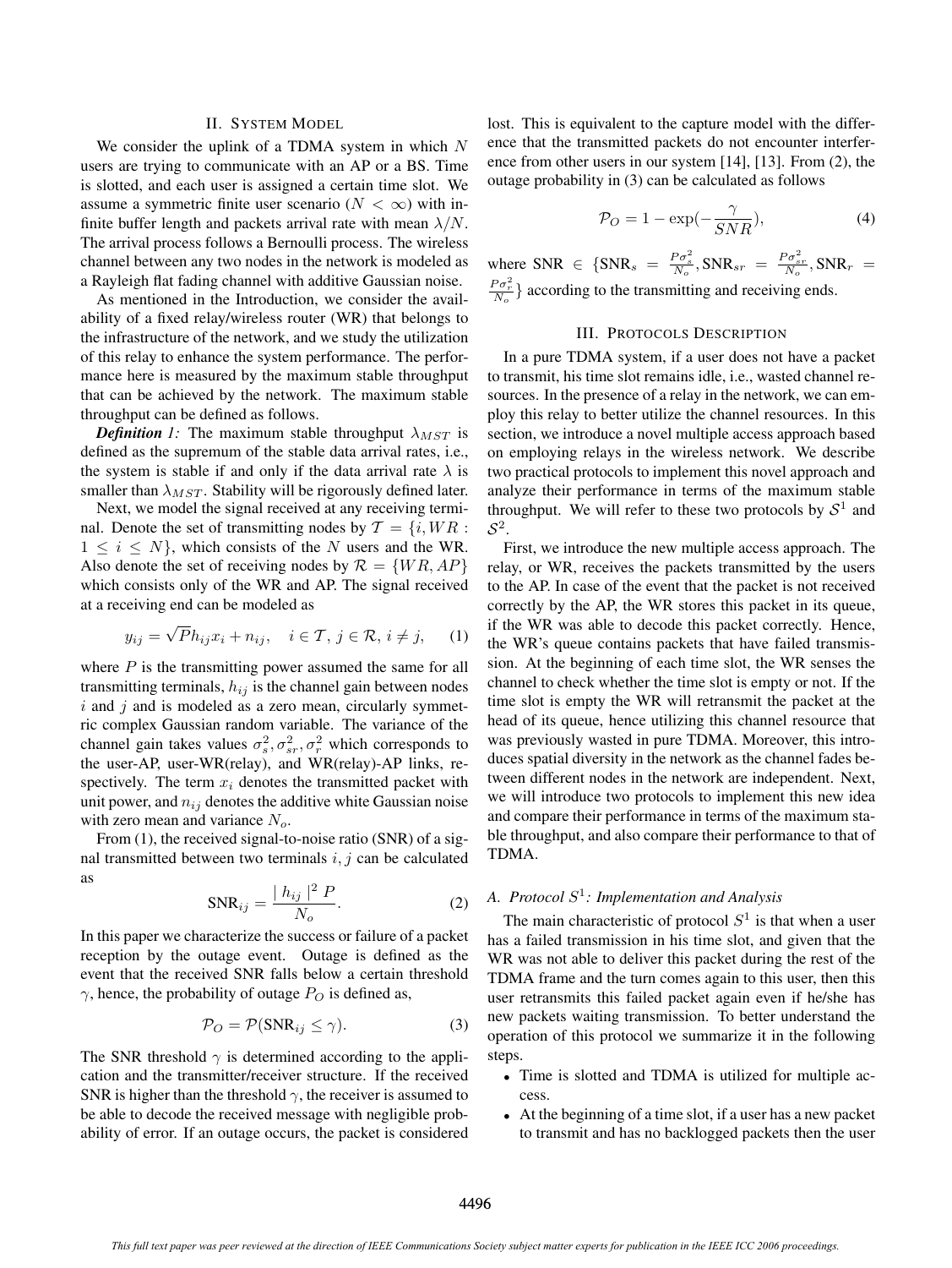## II. System Model

We consider the uplink of a TDMA system in which $N$ users are trying to communicate with an AP or a BS. Time is slotted, and each user is assigned a certain time slot. We assume a symmetric finite user scenario ($N < \infty$) with infinite buffer length and packets arrival rate with mean $\lambda/N$. The arrival process follows a Bernoulli process. The wireless channel between any two nodes in the network is modeled as a Rayleigh flat fading channel with additive Gaussian noise.

As mentioned in the Introduction, we consider the availability of a fixed relay/wireless router (WR) that belongs to the infrastructure of the network, and we study the utilization of this relay to enhance the system performance. The performance here is measured by the maximum stable throughput that can be achieved by the network. The maximum stable throughput can be defined as follows.

***Definition 1:*** The maximum stable throughput $\lambda_{MST}$ is defined as the supremum of the stable data arrival rates, i.e., the system is stable if and only if the data arrival rate $\lambda$ is smaller than $\lambda_{MST}$. Stability will be rigorously defined later.

Next, we model the signal received at any receiving terminal. Denote the set of transmitting nodes by $\mathcal{T} = \{i, WR : 1 \leq i \leq N\}$, which consists of the $N$ users and the WR. Also denote the set of receiving nodes by $\mathcal{R} = \{WR, AP\}$ which consists only of the WR and AP. The signal received at a receiving end can be modeled as

$$y_{ij} = \sqrt{P} h_{ij} x_i + n_{ij}, \quad i \in \mathcal{T}, \, j \in \mathcal{R}, \, i \neq j, \tag{1}$$

where $P$ is the transmitting power assumed the same for all transmitting terminals, $h_{ij}$ is the channel gain between nodes $i$ and $j$ and is modeled as a zero mean, circularly symmetric complex Gaussian random variable. The variance of the channel gain takes values $\sigma_s^2, \sigma_{sr}^2, \sigma_r^2$ which corresponds to the user-AP, user-WR(relay), and WR(relay)-AP links, respectively. The term $x_i$ denotes the transmitted packet with unit power, and $n_{ij}$ denotes the additive white Gaussian noise with zero mean and variance $N_o$.

From (1), the received signal-to-noise ratio (SNR) of a signal transmitted between two terminals $i, j$ can be calculated as

$$\text{SNR}_{ij} = \frac{| h_{ij} |^2 P}{N_o}. \tag{2}$$

In this paper we characterize the success or failure of a packet reception by the outage event. Outage is defined as the event that the received SNR falls below a certain threshold $\gamma$, hence, the probability of outage $P_O$ is defined as,

$$\mathcal{P}_O = \mathcal{P}(\text{SNR}_{ij} \leq \gamma). \tag{3}$$

The SNR threshold $\gamma$ is determined according to the application and the transmitter/receiver structure. If the received SNR is higher than the threshold $\gamma$, the receiver is assumed to be able to decode the received message with negligible probability of error. If an outage occurs, the packet is considered lost. This is equivalent to the capture model with the difference that the transmitted packets do not encounter interference from other users in our system [14], [13]. From (2), the outage probability in (3) can be calculated as follows

$$\mathcal{P}_O = 1 - \exp(-\frac{\gamma}{SNR}), \tag{4}$$

where $\text{SNR} \in \{\text{SNR}_s = \frac{P\sigma_s^2}{N_o}, \text{SNR}_{sr} = \frac{P\sigma_{sr}^2}{N_o}, \text{SNR}_r = \frac{P\sigma_r^2}{N_o}\}$ according to the transmitting and receiving ends.

## III. Protocols Description

In a pure TDMA system, if a user does not have a packet to transmit, his time slot remains idle, i.e., wasted channel resources. In the presence of a relay in the network, we can employ this relay to better utilize the channel resources. In this section, we introduce a novel multiple access approach based on employing relays in the wireless network. We describe two practical protocols to implement this novel approach and analyze their performance in terms of the maximum stable throughput. We will refer to these two protocols by $\mathcal{S}^1$ and $\mathcal{S}^2$.

First, we introduce the new multiple access approach. The relay, or WR, receives the packets transmitted by the users to the AP. In case of the event that the packet is not received correctly by the AP, the WR stores this packet in its queue, if the WR was able to decode this packet correctly. Hence, the WR's queue contains packets that have failed transmission. At the beginning of each time slot, the WR senses the channel to check whether the time slot is empty or not. If the time slot is empty the WR will retransmit the packet at the head of its queue, hence utilizing this channel resource that was previously wasted in pure TDMA. Moreover, this introduces spatial diversity in the network as the channel fades between different nodes in the network are independent. Next, we will introduce two protocols to implement this new idea and compare their performance in terms of the maximum stable throughput, and also compare their performance to that of TDMA.

### A. Protocol $S^1$: Implementation and Analysis

The main characteristic of protocol $S^1$ is that when a user has a failed transmission in his time slot, and given that the WR was not able to deliver this packet during the rest of the TDMA frame and the turn comes again to this user, then this user retransmits this failed packet again even if he/she has new packets waiting transmission. To better understand the operation of this protocol we summarize it in the following steps.

- Time is slotted and TDMA is utilized for multiple access.
- At the beginning of a time slot, if a user has a new packet to transmit and has no backlogged packets then the user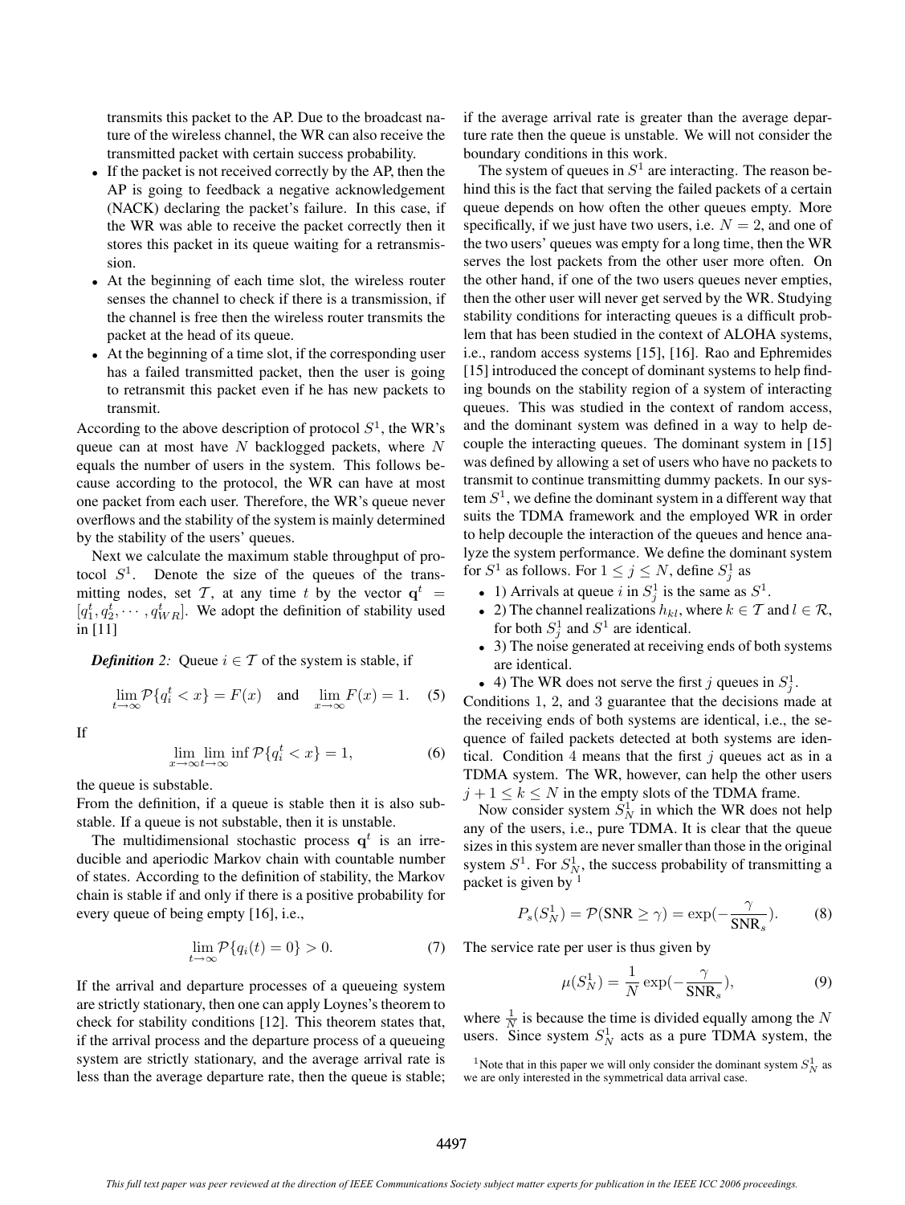transmits this packet to the AP. Due to the broadcast nature of the wireless channel, the WR can also receive the transmitted packet with certain success probability.

- If the packet is not received correctly by the AP, then the AP is going to feedback a negative acknowledgement (NACK) declaring the packet's failure. In this case, if the WR was able to receive the packet correctly then it stores this packet in its queue waiting for a retransmission.
- At the beginning of each time slot, the wireless router senses the channel to check if there is a transmission, if the channel is free then the wireless router transmits the packet at the head of its queue.
- At the beginning of a time slot, if the corresponding user has a failed transmitted packet, then the user is going to retransmit this packet even if he has new packets to transmit.

According to the above description of protocol $S^1$, the WR's queue can at most have $N$ backlogged packets, where $N$ equals the number of users in the system. This follows because according to the protocol, the WR can have at most one packet from each user. Therefore, the WR's queue never overflows and the stability of the system is mainly determined by the stability of the users' queues.

Next we calculate the maximum stable throughput of protocol $S^1$. Denote the size of the queues of the transmitting nodes, set $\mathcal{T}$, at any time $t$ by the vector $\mathbf{q}^t = [q_1^t, q_2^t, \cdots, q_{WR}^t]$. We adopt the definition of stability used in [11]

***Definition 2:*** Queue $i \in \mathcal{T}$ of the system is stable, if

$$\lim_{t\to\infty} \mathcal{P}\{q_i^t < x\} = F(x) \quad \text{and} \quad \lim_{x\to\infty} F(x) = 1. \quad (5)$$

If

$$\lim_{x\to\infty} \lim_{t\to\infty} \inf \mathcal{P}\{q_i^t < x\} = 1, \quad (6)$$

the queue is substable.

From the definition, if a queue is stable then it is also substable. If a queue is not substable, then it is unstable.

The multidimensional stochastic process $\mathbf{q}^t$ is an irreducible and aperiodic Markov chain with countable number of states. According to the definition of stability, the Markov chain is stable if and only if there is a positive probability for every queue of being empty [16], i.e.,

$$\lim_{t\to\infty} \mathcal{P}\{q_i(t) = 0\} > 0. \quad (7)$$

If the arrival and departure processes of a queueing system are strictly stationary, then one can apply Loynes's theorem to check for stability conditions [12]. This theorem states that, if the arrival process and the departure process of a queueing system are strictly stationary, and the average arrival rate is less than the average departure rate, then the queue is stable; if the average arrival rate is greater than the average departure rate then the queue is unstable. We will not consider the boundary conditions in this work.

The system of queues in $S^1$ are interacting. The reason behind this is the fact that serving the failed packets of a certain queue depends on how often the other queues empty. More specifically, if we just have two users, i.e. $N = 2$, and one of the two users' queues was empty for a long time, then the WR serves the lost packets from the other user more often. On the other hand, if one of the two users queues never empties, then the other user will never get served by the WR. Studying stability conditions for interacting queues is a difficult problem that has been studied in the context of ALOHA systems, i.e., random access systems [15], [16]. Rao and Ephremides [15] introduced the concept of dominant systems to help finding bounds on the stability region of a system of interacting queues. This was studied in the context of random access, and the dominant system was defined in a way to help decouple the interacting queues. The dominant system in [15] was defined by allowing a set of users who have no packets to transmit to continue transmitting dummy packets. In our system $S^1$, we define the dominant system in a different way that suits the TDMA framework and the employed WR in order to help decouple the interaction of the queues and hence analyze the system performance. We define the dominant system for $S^1$ as follows. For $1 \leq j \leq N$, define $S_j^1$ as

- 1) Arrivals at queue $i$ in $S_j^1$ is the same as $S^1$.
- 2) The channel realizations $h_{kl}$, where $k \in \mathcal{T}$ and $l \in \mathcal{R}$, for both $S_j^1$ and $S^1$ are identical.
- 3) The noise generated at receiving ends of both systems are identical.
- 4) The WR does not serve the first $j$ queues in $S_j^1$.

Conditions 1, 2, and 3 guarantee that the decisions made at the receiving ends of both systems are identical, i.e., the sequence of failed packets detected at both systems are identical. Condition 4 means that the first $j$ queues act as in a TDMA system. The WR, however, can help the other users $j + 1 \leq k \leq N$ in the empty slots of the TDMA frame.

Now consider system $S_N^1$ in which the WR does not help any of the users, i.e., pure TDMA. It is clear that the queue sizes in this system are never smaller than those in the original system $S^1$. For $S_N^1$, the success probability of transmitting a packet is given by [1]

$$P_s(S_N^1) = \mathcal{P}(\text{SNR} \geq \gamma) = \exp(-\frac{\gamma}{\text{SNR}_s}). \quad (8)$$

The service rate per user is thus given by

$$\mu(S_N^1) = \frac{1}{N} \exp(-\frac{\gamma}{\text{SNR}_s}), \quad (9)$$

where $\frac{1}{N}$ is because the time is divided equally among the $N$ users. Since system $S_N^1$ acts as a pure TDMA system, the

[1] Note that in this paper we will only consider the dominant system $S_N^1$ as we are only interested in the symmetrical data arrival case.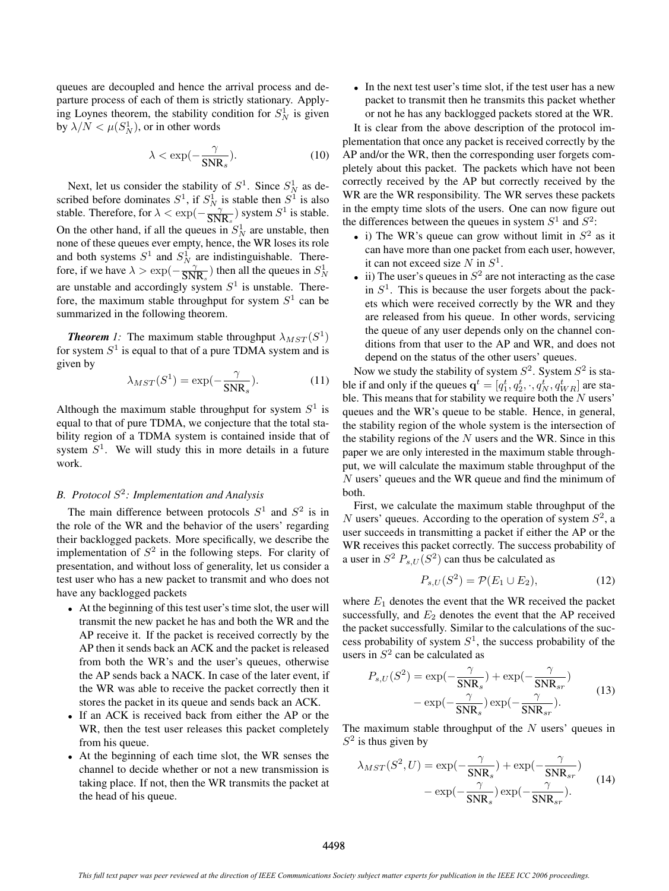queues are decoupled and hence the arrival process and departure process of each of them is strictly stationary. Applying Loynes theorem, the stability condition for $S_N^1$ is given by $\lambda/N < \mu(S_N^1)$, or in other words

$$\lambda < \exp(-\frac{\gamma}{\text{SNR}_s}). \tag{10}$$

Next, let us consider the stability of $S^1$. Since $S_N^1$ as described before dominates $S^1$, if $S_N^1$ is stable then $S^1$ is also stable. Therefore, for $\lambda < \exp(-\frac{\gamma}{\text{SNR}_s})$ system $S^1$ is stable. On the other hand, if all the queues in $S_N^1$ are unstable, then none of these queues ever empty, hence, the WR loses its role and both systems $S^1$ and $S_N^1$ are indistinguishable. Therefore, if we have $\lambda > \exp(-\frac{\gamma}{\text{SNR}_s})$ then all the queues in $S_N^1$ are unstable and accordingly system $S^1$ is unstable. Therefore, the maximum stable throughput for system $S^1$ can be summarized in the following theorem.

***Theorem 1:*** The maximum stable throughput $\lambda_{MST}(S^1)$ for system $S^1$ is equal to that of a pure TDMA system and is given by

$$\lambda_{MST}(S^1) = \exp(-\frac{\gamma}{\text{SNR}_s}). \tag{11}$$

Although the maximum stable throughput for system $S^1$ is equal to that of pure TDMA, we conjecture that the total stability region of a TDMA system is contained inside that of system $S^1$. We will study this in more details in a future work.

### B. Protocol $S^2$: Implementation and Analysis

The main difference between protocols $S^1$ and $S^2$ is in the role of the WR and the behavior of the users' regarding their backlogged packets. More specifically, we describe the implementation of $S^2$ in the following steps. For clarity of presentation, and without loss of generality, let us consider a test user who has a new packet to transmit and who does not have any backlogged packets

- At the beginning of this test user's time slot, the user will transmit the new packet he has and both the WR and the AP receive it. If the packet is received correctly by the AP then it sends back an ACK and the packet is released from both the WR's and the user's queues, otherwise the AP sends back a NACK. In case of the later event, if the WR was able to receive the packet correctly then it stores the packet in its queue and sends back an ACK.
- If an ACK is received back from either the AP or the WR, then the test user releases this packet completely from his queue.
- At the beginning of each time slot, the WR senses the channel to decide whether or not a new transmission is taking place. If not, then the WR transmits the packet at the head of his queue.
- In the next test user's time slot, if the test user has a new packet to transmit then he transmits this packet whether or not he has any backlogged packets stored at the WR.

It is clear from the above description of the protocol implementation that once any packet is received correctly by the AP and/or the WR, then the corresponding user forgets completely about this packet. The packets which have not been correctly received by the AP but correctly received by the WR are the WR responsibility. The WR serves these packets in the empty time slots of the users. One can now figure out the differences between the queues in system $S^1$ and $S^2$:

- i) The WR's queue can grow without limit in $S^2$ as it can have more than one packet from each user, however, it can not exceed size $N$ in $S^1$.
- ii) The user's queues in $S^2$ are not interacting as the case in $S^1$. This is because the user forgets about the packets which were received correctly by the WR and they are released from his queue. In other words, servicing the queue of any user depends only on the channel conditions from that user to the AP and WR, and does not depend on the status of the other users' queues.

Now we study the stability of system $S^2$. System $S^2$ is stable if and only if the queues $\mathbf{q}^t = [q_1^t, q_2^t, \cdot, q_N^t, q_{WR}^t]$ are stable. This means that for stability we require both the $N$ users' queues and the WR's queue to be stable. Hence, in general, the stability region of the whole system is the intersection of the stability regions of the $N$ users and the WR. Since in this paper we are only interested in the maximum stable throughput, we will calculate the maximum stable throughput of the $N$ users' queues and the WR queue and find the minimum of both.

First, we calculate the maximum stable throughput of the $N$ users' queues. According to the operation of system $S^2$, a user succeeds in transmitting a packet if either the AP or the WR receives this packet correctly. The success probability of a user in $S^2$ $P_{s,U}(S^2)$ can thus be calculated as

$$P_{s,U}(S^2) = \mathcal{P}(E_1 \cup E_2), \tag{12}$$

where $E_1$ denotes the event that the WR received the packet successfully, and $E_2$ denotes the event that the AP received the packet successfully. Similar to the calculations of the success probability of system $S^1$, the success probability of the users in $S^2$ can be calculated as

$$\begin{aligned} P_{s,U}(S^2) = \exp(-\frac{\gamma}{\text{SNR}_s}) + \exp(-\frac{\gamma}{\text{SNR}_{sr}}) \\ - \exp(-\frac{\gamma}{\text{SNR}_s})\exp(-\frac{\gamma}{\text{SNR}_{sr}}). \end{aligned} \tag{13}$$

The maximum stable throughput of the $N$ users' queues in $S^2$ is thus given by

$$\begin{aligned} \lambda_{MST}(S^2, U) = \exp(-\frac{\gamma}{\text{SNR}_s}) + \exp(-\frac{\gamma}{\text{SNR}_{sr}}) \\ - \exp(-\frac{\gamma}{\text{SNR}_s})\exp(-\frac{\gamma}{\text{SNR}_{sr}}). \end{aligned} \tag{14}$$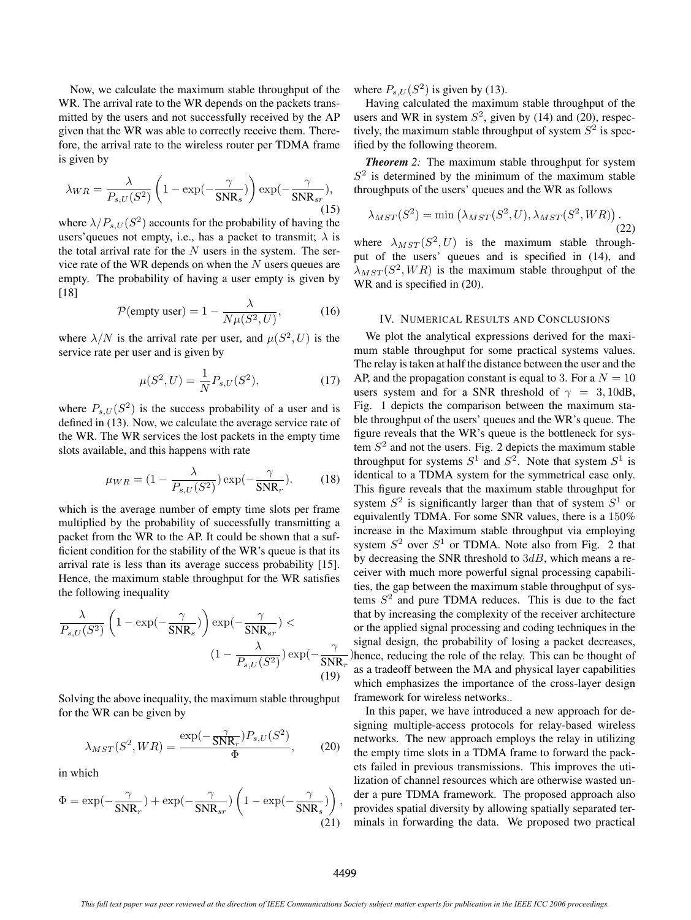Now, we calculate the maximum stable throughput of the WR. The arrival rate to the WR depends on the packets transmitted by the users and not successfully received by the AP given that the WR was able to correctly receive them. Therefore, the arrival rate to the wireless router per TDMA frame is given by

$$\lambda_{WR} = \frac{\lambda}{P_{s,U}(S^2)} \left(1 - \exp(-\frac{\gamma}{\text{SNR}_s})\right) \exp(-\frac{\gamma}{\text{SNR}_{sr}}), \tag{15}$$

where $\lambda / P_{s,U}(S^2)$ accounts for the probability of having the users'queues not empty, i.e., has a packet to transmit; $\lambda$ is the total arrival rate for the $N$ users in the system. The service rate of the WR depends on when the $N$ users queues are empty. The probability of having a user empty is given by [18]

$$\mathcal{P}(\text{empty user}) = 1 - \frac{\lambda}{N\mu(S^2, U)}, \tag{16}$$

where $\lambda/N$ is the arrival rate per user, and $\mu(S^2, U)$ is the service rate per user and is given by

$$\mu(S^2, U) = \frac{1}{N} P_{s,U}(S^2), \tag{17}$$

where $P_{s,U}(S^2)$ is the success probability of a user and is defined in (13). Now, we calculate the average service rate of the WR. The WR services the lost packets in the empty time slots available, and this happens with rate

$$\mu_{WR} = (1 - \frac{\lambda}{P_{s,U}(S^2)}) \exp(-\frac{\gamma}{\text{SNR}_r}). \tag{18}$$

which is the average number of empty time slots per frame multiplied by the probability of successfully transmitting a packet from the WR to the AP. It could be shown that a sufficient condition for the stability of the WR's queue is that its arrival rate is less than its average success probability [15]. Hence, the maximum stable throughput for the WR satisfies the following inequality

$$\frac{\lambda}{P_{s,U}(S^2)} \left(1 - \exp(-\frac{\gamma}{\text{SNR}_s})\right) \exp(-\frac{\gamma}{\text{SNR}_{sr}}) < (1 - \frac{\lambda}{P_{s,U}(S^2)}) \exp(-\frac{\gamma}{\text{SNR}_r}) \tag{19}$$

Solving the above inequality, the maximum stable throughput for the WR can be given by

$$\lambda_{MST}(S^2, WR) = \frac{\exp(-\frac{\gamma}{\text{SNR}_r}) P_{s,U}(S^2)}{\Phi}, \tag{20}$$

in which

$$\Phi = \exp(-\frac{\gamma}{\text{SNR}_r}) + \exp(-\frac{\gamma}{\text{SNR}_{sr}}) \left(1 - \exp(-\frac{\gamma}{\text{SNR}_s})\right), \tag{21}$$

where $P_{s,U}(S^2)$ is given by (13).

Having calculated the maximum stable throughput of the users and WR in system $S^2$, given by (14) and (20), respectively, the maximum stable throughput of system $S^2$ is specified by the following theorem.

***Theorem 2:*** The maximum stable throughput for system $S^2$ is determined by the minimum of the maximum stable throughputs of the users' queues and the WR as follows

$$\lambda_{MST}(S^2) = \min\left(\lambda_{MST}(S^2, U), \lambda_{MST}(S^2, WR)\right). \tag{22}$$

where $\lambda_{MST}(S^2, U)$ is the maximum stable throughput of the users' queues and is specified in (14), and $\lambda_{MST}(S^2, WR)$ is the maximum stable throughput of the WR and is specified in (20).

## IV. Numerical Results and Conclusions

We plot the analytical expressions derived for the maximum stable throughput for some practical systems values. The relay is taken at half the distance between the user and the AP, and the propagation constant is equal to 3. For a $N = 10$ users system and for a SNR threshold of $\gamma = 3, 10$dB, Fig. 1 depicts the comparison between the maximum stable throughput of the users' queues and the WR's queue. The figure reveals that the WR's queue is the bottleneck for system $S^2$ and not the users. Fig. 2 depicts the maximum stable throughput for systems $S^1$ and $S^2$. Note that system $S^1$ is identical to a TDMA system for the symmetrical case only. This figure reveals that the maximum stable throughput for system $S^2$ is significantly larger than that of system $S^1$ or equivalently TDMA. For some SNR values, there is a $150\%$ increase in the Maximum stable throughput via employing system $S^2$ over $S^1$ or TDMA. Note also from Fig. 2 that by decreasing the SNR threshold to $3dB$, which means a receiver with much more powerful signal processing capabilities, the gap between the maximum stable throughput of systems $S^2$ and pure TDMA reduces. This is due to the fact that by increasing the complexity of the receiver architecture or the applied signal processing and coding techniques in the signal design, the probability of losing a packet decreases, hence, reducing the role of the relay. This can be thought of as a tradeoff between the MA and physical layer capabilities which emphasizes the importance of the cross-layer design framework for wireless networks..

In this paper, we have introduced a new approach for designing multiple-access protocols for relay-based wireless networks. The new approach employs the relay in utilizing the empty time slots in a TDMA frame to forward the packets failed in previous transmissions. This improves the utilization of channel resources which are otherwise wasted under a pure TDMA framework. The proposed approach also provides spatial diversity by allowing spatially separated terminals in forwarding the data. We proposed two practical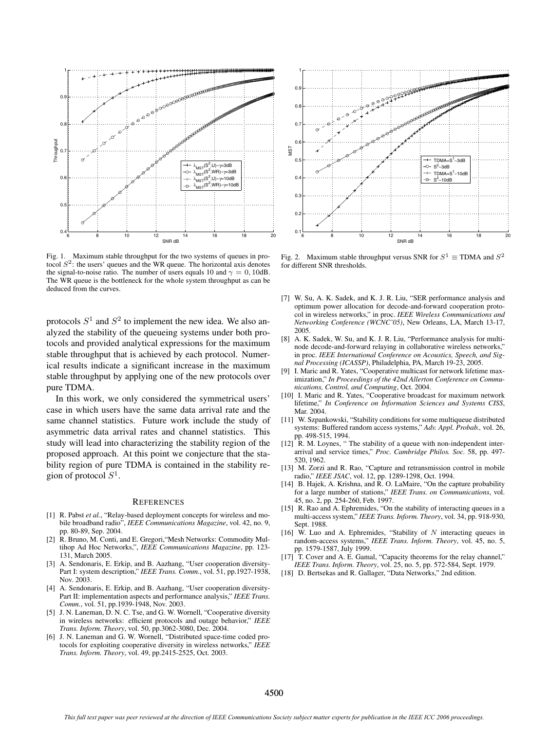1
0.9
0.8
0.7
0.6
0.5
0.4
6 8 10 12 14 16 18 20
SNR dB
Throughput

$\lambda_{MST}(S^2,U)$–γ=3dB
$\lambda_{MST}(S^2,WR)$–γ=3dB
$\lambda_{MST}(S^2,U)$–γ=10dB
$\lambda_{MST}(S^2,WR)$–γ=10dB

Fig. 1. Maximum stable throughput for the two systems of queues in protocol $S^2$: the users' queues and the WR queue. The horizontal axis denotes the signal-to-noise ratio. The number of users equals 10 and $\gamma = 0, 10$dB. The WR queue is the bottleneck for the whole system throughput as can be deduced from the curves.

1
0.9
0.8
0.7
0.6
0.5
0.4
0.3
0.2
0.1
6 8 10 12 14 16 18 20
SNR dB
MST

TDMA=$S^1$–3dB
$S^2$–3dB
TDMA=$S^1$–10dB
$S^2$–10dB

Fig. 2. Maximum stable throughput versus SNR for $S^1 \equiv$ TDMA and $S^2$ for different SNR thresholds.

protocols $S^1$ and $S^2$ to implement the new idea. We also analyzed the stability of the queueing systems under both protocols and provided analytical expressions for the maximum stable throughput that is achieved by each protocol. Numerical results indicate a significant increase in the maximum stable throughput by applying one of the new protocols over pure TDMA.

In this work, we only considered the symmetrical users' case in which users have the same data arrival rate and the same channel statistics. Future work include the study of asymmetric data arrival rates and channel statistics. This study will lead into characterizing the stability region of the proposed approach. At this point we conjecture that the stability region of pure TDMA is contained in the stability region of protocol $S^1$.

## REFERENCES

[1] R. Pabst *et al.*, "Relay-based deployment concepts for wireless and mobile broadband radio", *IEEE Communications Magazine*, vol. 42, no. 9, pp. 80-89, Sep. 2004.

[2] R. Bruno, M. Conti, and E. Gregori,"Mesh Networks: Commodity Multihop Ad Hoc Networks,", *IEEE Communications Magazine*, pp. 123-131, March 2005.

[3] A. Sendonaris, E. Erkip, and B. Aazhang, "User cooperation diversity-Part I: system description," *IEEE Trans. Comm.*, vol. 51, pp.1927-1938, Nov. 2003.

[4] A. Sendonaris, E. Erkip, and B. Aazhang, "User cooperation diversity-Part II: implementation aspects and performance analysis," *IEEE Trans. Comm.*, vol. 51, pp.1939-1948, Nov. 2003.

[5] J. N. Laneman, D. N. C. Tse, and G. W. Wornell, "Cooperative diversity in wireless networks: efficient protocols and outage behavior," *IEEE Trans. Inform. Theory*, vol. 50, pp.3062-3080, Dec. 2004.

[6] J. N. Laneman and G. W. Wornell, "Distributed space-time coded protocols for exploiting cooperative diversity in wireless networks," *IEEE Trans. Inform. Theory*, vol. 49, pp.2415-2525, Oct. 2003.

[7] W. Su, A. K. Sadek, and K. J. R. Liu, "SER performance analysis and optimum power allocation for decode-and-forward cooperation protocol in wireless networks," in proc. *IEEE Wireless Communications and Networking Conference (WCNC'05)*, New Orleans, LA, March 13-17, 2005.

[8] A. K. Sadek, W. Su, and K. J. R. Liu, "Performance analysis for multinode decode-and-forward relaying in collaborative wireless networks," in proc. *IEEE International Conference on Acoustics, Speech, and Signal Processing (ICASSP)*, Philadelphia, PA, March 19-23, 2005.

[9] I. Maric and R. Yates, "Cooperative multicast for network lifetime maximization," *In Proceedings of the 42nd Allerton Conference on Communications, Control, and Computing*, Oct. 2004.

[10] I. Maric and R. Yates, "Cooperative broadcast for maximum network lifetime," *In Conference on Information Sciences and Systems CISS*, Mar. 2004.

[11] W. Szpankowski, "Stability conditions for some multiqueue distributed systems: Buffered random access systems," *Adv. Appl. Probab.*, vol. 26, pp. 498-515, 1994.

[12] R. M. Loynes, " The stability of a queue with non-independent interarrival and service times," *Proc. Cambridge Philos. Soc.* 58, pp. 497-520, 1962.

[13] M. Zorzi and R. Rao, "Capture and retransmission control in mobile radio," *IEEE JSAC*, vol. 12, pp. 1289-1298, Oct. 1994.

[14] B. Hajek, A. Krishna, and R. O. LaMaire, "On the capture probability for a large number of stations," *IEEE Trans. on Communications*, vol. 45, no. 2, pp. 254-260, Feb. 1997.

[15] R. Rao and A. Ephremides, "On the stability of interacting queues in a multi-access system," *IEEE Trans. Inform. Theory*, vol. 34, pp. 918-930, Sept. 1988.

[16] W. Luo and A. Ephremides, "Stability of $N$ interacting queues in random-access systems," *IEEE Trans. Inform. Theory*, vol. 45, no. 5, pp. 1579-1587, July 1999.

[17] T. Cover and A. E. Gamal, "Capacity theorems for the relay channel," *IEEE Trans. Inform. Theory*, vol. 25, no. 5, pp. 572-584, Sept. 1979.

[18] D. Bertsekas and R. Gallager, "Data Networks," 2nd edition.